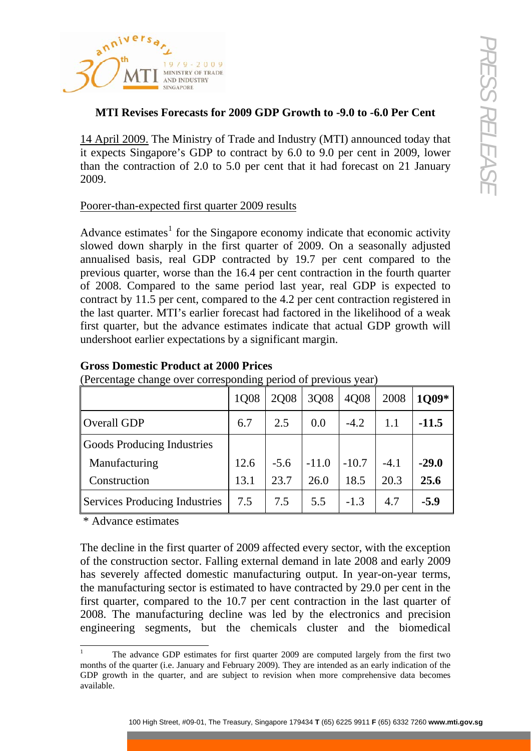# MTI Revises Forecasts for 2009 GDP Growth to -9.0 to -6.0 Per Cent

14 April 2009. The Ministry of Trade and Industry (MTI) announced today that it expects Singapore's GDP to contract by 6.0 to 9.0 per cent in 2009, lower than the contraction of 2.0 to 5.0 per cent that it had forecast on 21 January 2009.

## Poorer-than-expected first quarter 2009 results

Advance estimates[1] for the Singapore economy indicate that economic activity slowed down sharply in the first quarter of 2009. On a seasonally adjusted annualised basis, real GDP contracted by 19.7 per cent compared to the previous quarter, worse than the 16.4 per cent contraction in the fourth quarter of 2008. Compared to the same period last year, real GDP is expected to contract by 11.5 per cent, compared to the 4.2 per cent contraction registered in the last quarter. MTI's earlier forecast had factored in the likelihood of a weak first quarter, but the advance estimates indicate that actual GDP growth will undershoot earlier expectations by a significant margin.

**Gross Domestic Product at 2000 Prices**

(Percentage change over corresponding period of previous year)

| | 1Q08 | 2Q08 | 3Q08 | 4Q08 | 2008 | **1Q09*** |
|---|---|---|---|---|---|---|
| Overall GDP | 6.7 | 2.5 | 0.0 | -4.2 | 1.1 | **-11.5** |
| Goods Producing Industries | | | | | | |
| Manufacturing | 12.6 | -5.6 | -11.0 | -10.7 | -4.1 | **-29.0** |
| Construction | 13.1 | 23.7 | 26.0 | 18.5 | 20.3 | **25.6** |
| Services Producing Industries | 7.5 | 7.5 | 5.5 | -1.3 | 4.7 | **-5.9** |

\* Advance estimates

The decline in the first quarter of 2009 affected every sector, with the exception of the construction sector. Falling external demand in late 2008 and early 2009 has severely affected domestic manufacturing output. In year-on-year terms, the manufacturing sector is estimated to have contracted by 29.0 per cent in the first quarter, compared to the 10.7 per cent contraction in the last quarter of 2008. The manufacturing decline was led by the electronics and precision engineering segments, but the chemicals cluster and the biomedical

---

[1] The advance GDP estimates for first quarter 2009 are computed largely from the first two months of the quarter (i.e. January and February 2009). They are intended as an early indication of the GDP growth in the quarter, and are subject to revision when more comprehensive data becomes available.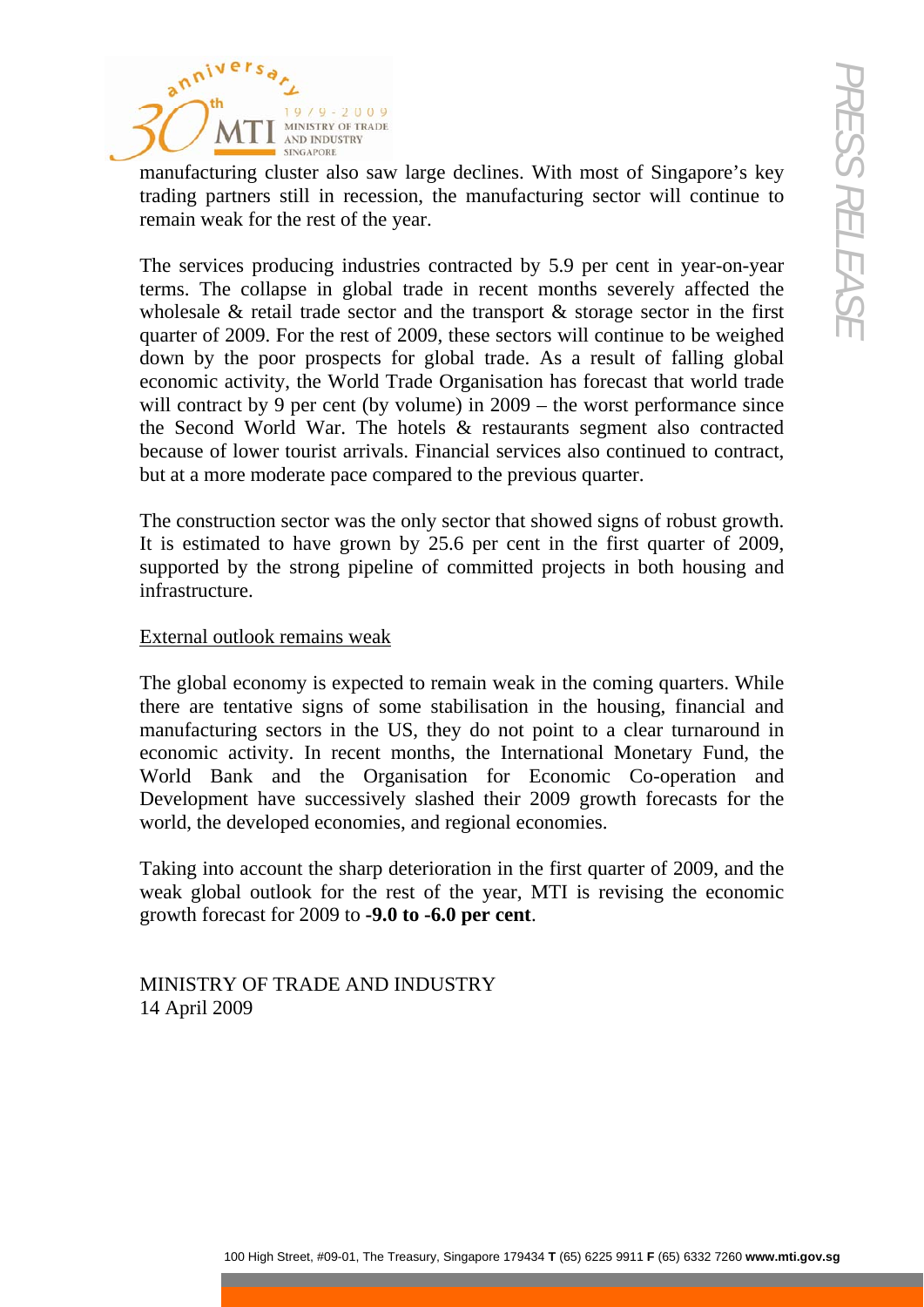manufacturing cluster also saw large declines. With most of Singapore's key trading partners still in recession, the manufacturing sector will continue to remain weak for the rest of the year.

The services producing industries contracted by 5.9 per cent in year-on-year terms. The collapse in global trade in recent months severely affected the wholesale & retail trade sector and the transport & storage sector in the first quarter of 2009. For the rest of 2009, these sectors will continue to be weighed down by the poor prospects for global trade. As a result of falling global economic activity, the World Trade Organisation has forecast that world trade will contract by 9 per cent (by volume) in 2009 – the worst performance since the Second World War. The hotels & restaurants segment also contracted because of lower tourist arrivals. Financial services also continued to contract, but at a more moderate pace compared to the previous quarter.

The construction sector was the only sector that showed signs of robust growth. It is estimated to have grown by 25.6 per cent in the first quarter of 2009, supported by the strong pipeline of committed projects in both housing and infrastructure.

External outlook remains weak

The global economy is expected to remain weak in the coming quarters. While there are tentative signs of some stabilisation in the housing, financial and manufacturing sectors in the US, they do not point to a clear turnaround in economic activity. In recent months, the International Monetary Fund, the World Bank and the Organisation for Economic Co-operation and Development have successively slashed their 2009 growth forecasts for the world, the developed economies, and regional economies.

Taking into account the sharp deterioration in the first quarter of 2009, and the weak global outlook for the rest of the year, MTI is revising the economic growth forecast for 2009 to **-9.0 to -6.0 per cent**.

MINISTRY OF TRADE AND INDUSTRY
14 April 2009